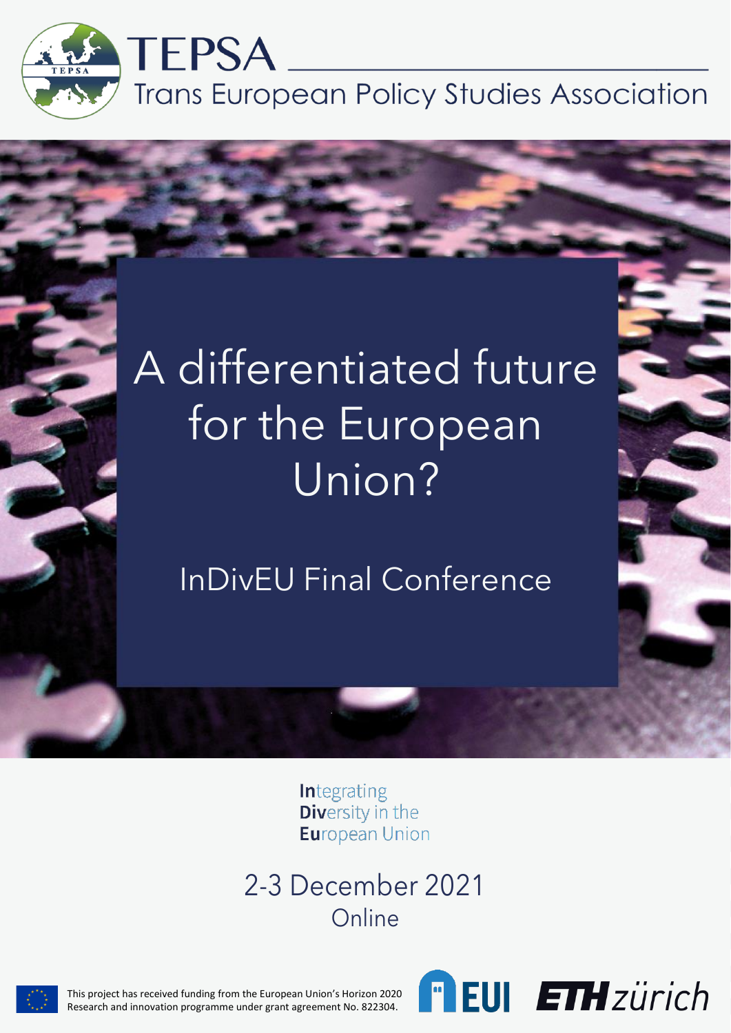# TEPSA

Trans European Policy Studies Association

# A differentiated future for the European Union?

## InDivEU Final Conference

**In**tegrating **Div**ersity in the **Eu**ropean Union

2-3 December 2021

Online

This project has received funding from the European Union's Horizon 2020 Research and innovation programme under grant agreement No. 822304.

EUI ETH zürich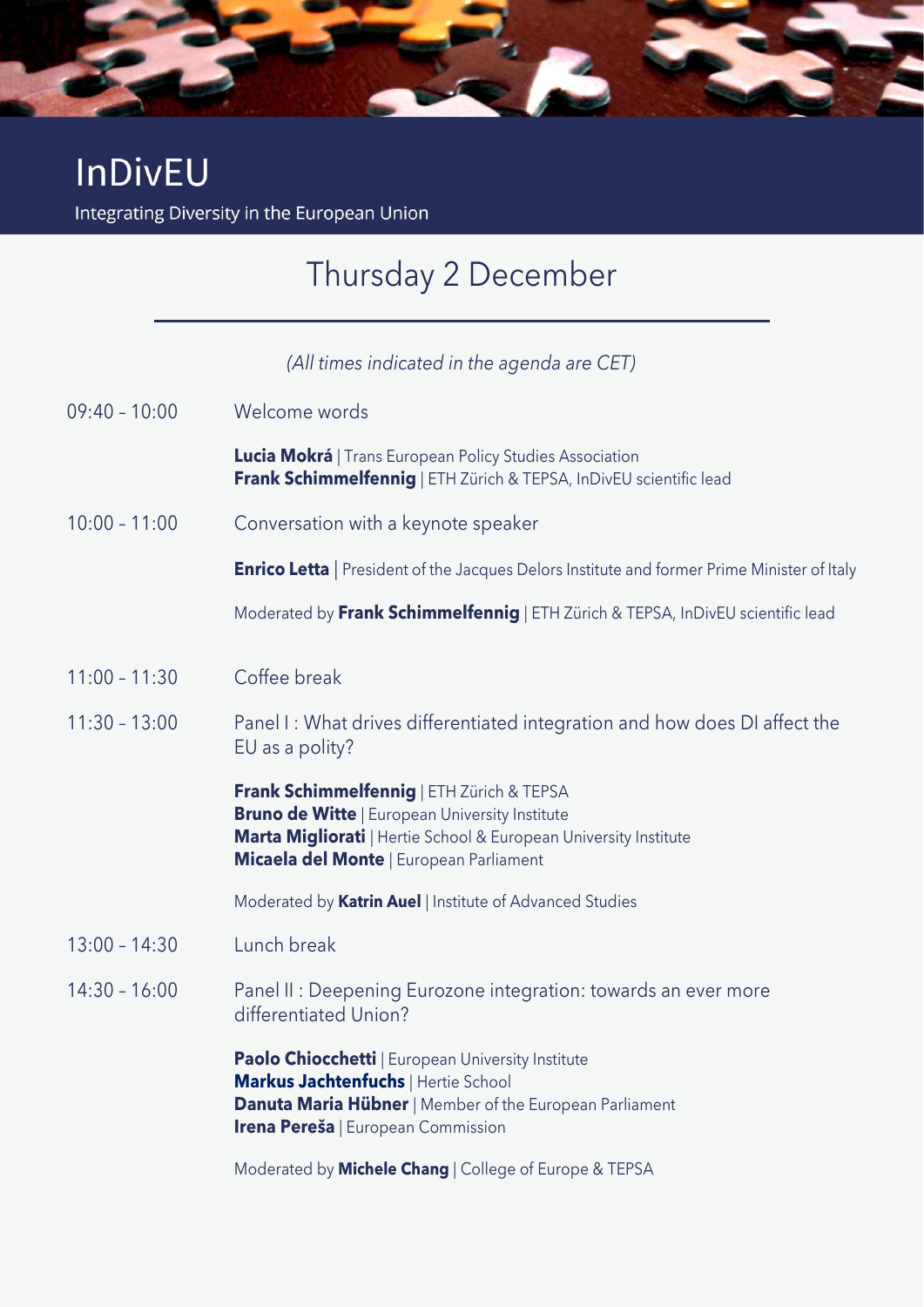# InDivEU

Integrating Diversity in the European Union

## Thursday 2 December

*(All times indicated in the agenda are CET)*

**09:40 – 10:00** Welcome words

**Lucia Mokrá** | Trans European Policy Studies Association
**Frank Schimmelfennig** | ETH Zürich & TEPSA, InDivEU scientific lead

**10:00 – 11:00** Conversation with a keynote speaker

**Enrico Letta** | President of the Jacques Delors Institute and former Prime Minister of Italy

Moderated by **Frank Schimmelfennig** | ETH Zürich & TEPSA, InDivEU scientific lead

**11:00 – 11:30** Coffee break

**11:30 – 13:00** Panel I : What drives differentiated integration and how does DI affect the EU as a polity?

**Frank Schimmelfennig** | ETH Zürich & TEPSA
**Bruno de Witte** | European University Institute
**Marta Migliorati** | Hertie School & European University Institute
**Micaela del Monte** | European Parliament

Moderated by **Katrin Auel** | Institute of Advanced Studies

**13:00 – 14:30** Lunch break

**14:30 – 16:00** Panel II : Deepening Eurozone integration: towards an ever more differentiated Union?

**Paolo Chiocchetti** | European University Institute
**Markus Jachtenfuchs** | Hertie School
**Danuta Maria Hübner** | Member of the European Parliament
**Irena Pereša** | European Commission

Moderated by **Michele Chang** | College of Europe & TEPSA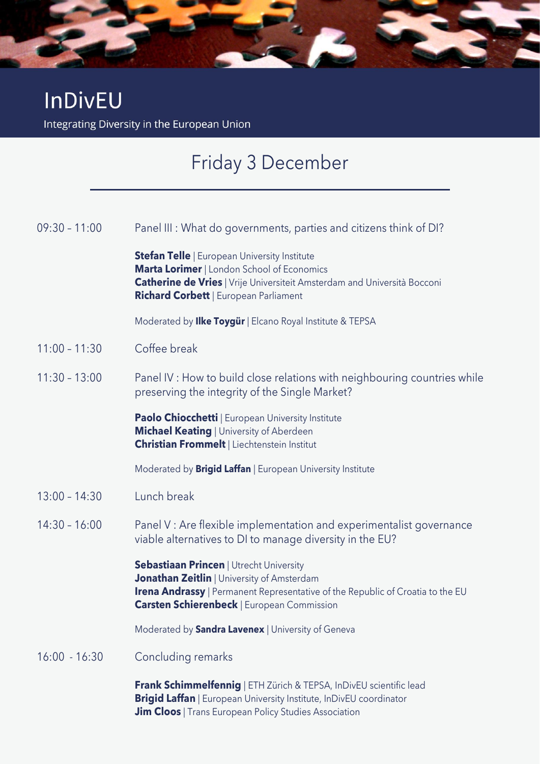# InDivEU

Integrating Diversity in the European Union

## Friday 3 December

09:30 – 11:00 Panel III : What do governments, parties and citizens think of DI?

**Stefan Telle** | European University Institute
**Marta Lorimer** | London School of Economics
**Catherine de Vries** | Vrije Universiteit Amsterdam and Università Bocconi
**Richard Corbett** | European Parliament

Moderated by **Ilke Toygür** | Elcano Royal Institute & TEPSA

11:00 – 11:30 Coffee break

11:30 – 13:00 Panel IV : How to build close relations with neighbouring countries while preserving the integrity of the Single Market?

**Paolo Chiocchetti** | European University Institute
**Michael Keating** | University of Aberdeen
**Christian Frommelt** | Liechtenstein Institut

Moderated by **Brigid Laffan** | European University Institute

13:00 – 14:30 Lunch break

14:30 – 16:00 Panel V : Are flexible implementation and experimentalist governance viable alternatives to DI to manage diversity in the EU?

**Sebastiaan Princen** | Utrecht University
**Jonathan Zeitlin** | University of Amsterdam
**Irena Andrassy** | Permanent Representative of the Republic of Croatia to the EU
**Carsten Schierenbeck** | European Commission

Moderated by **Sandra Lavenex** | University of Geneva

16:00 - 16:30 Concluding remarks

**Frank Schimmelfennig** | ETH Zürich & TEPSA, InDivEU scientific lead
**Brigid Laffan** | European University Institute, InDivEU coordinator
**Jim Cloos** | Trans European Policy Studies Association